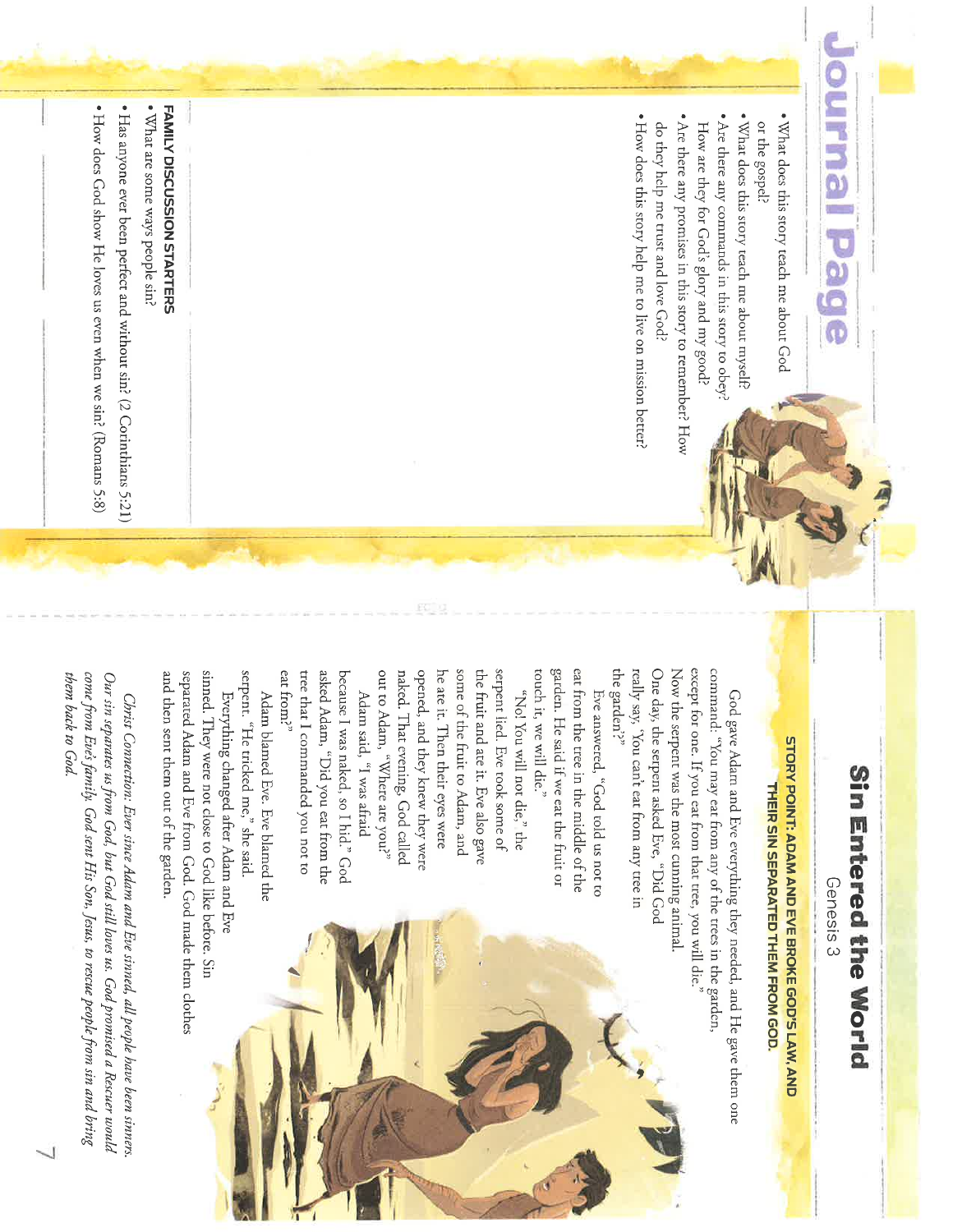# Sin Entered the World

Genesis 3

**STORY POINT: ADAM AND EVE BROKE GOD'S LAW, AND THEIR SIN SEPARATED THEM FROM GOD.**

God gave Adam and Eve everything they needed, and He gave them one command: "You may eat from any of the trees in the garden, except for one. If you eat from that tree, you will die."

Now the serpent was the most cunning animal. One day, the serpent asked Eve, "Did God really say, 'You can't eat from any tree in the garden'?"

Eve answered, "God told us not to eat from the tree in the middle of the garden. He said if we eat the fruit or touch it, we will die."

"No! You will not die," the serpent lied. Eve took some of the fruit and ate it. Eve also gave some of the fruit to Adam, and he ate it. Then their eyes were opened, and they knew they were naked. That evening, God called out to Adam, "Where are you?"

Adam said, "I was afraid because I was naked, so I hid." God asked Adam, "Did you eat from the tree that I commanded you not to eat from?"

Adam blamed Eve. Eve blamed the serpent. "He tricked me," she said.

Everything changed after Adam and Eve sinned. They were not close to God like before. Sin separated Adam and Eve from God. God made them clothes and then sent them out of the garden.

*Christ Connection: Ever since Adam and Eve sinned, all people have been sinners. Our sin separates us from God, but God still loves us. God promised a Rescuer would come from Eve's family. God sent His Son, Jesus, to rescue people from sin and bring them back to God.*

# Journal Page

- What does this story teach me about God or the gospel?
- What does this story teach me about myself?
- Are there any commands in this story to obey? How are they for God's glory and my good?
- Are there any promises in this story to remember? How do they help me trust and love God?
- How does this story help me to live on mission better?

**FAMILY DISCUSSION STARTERS**

- What are some ways people sin?
- Has anyone ever been perfect and without sin? (2 Corinthians 5:21)
- How does God show He loves us even when we sin? (Romans 5:8)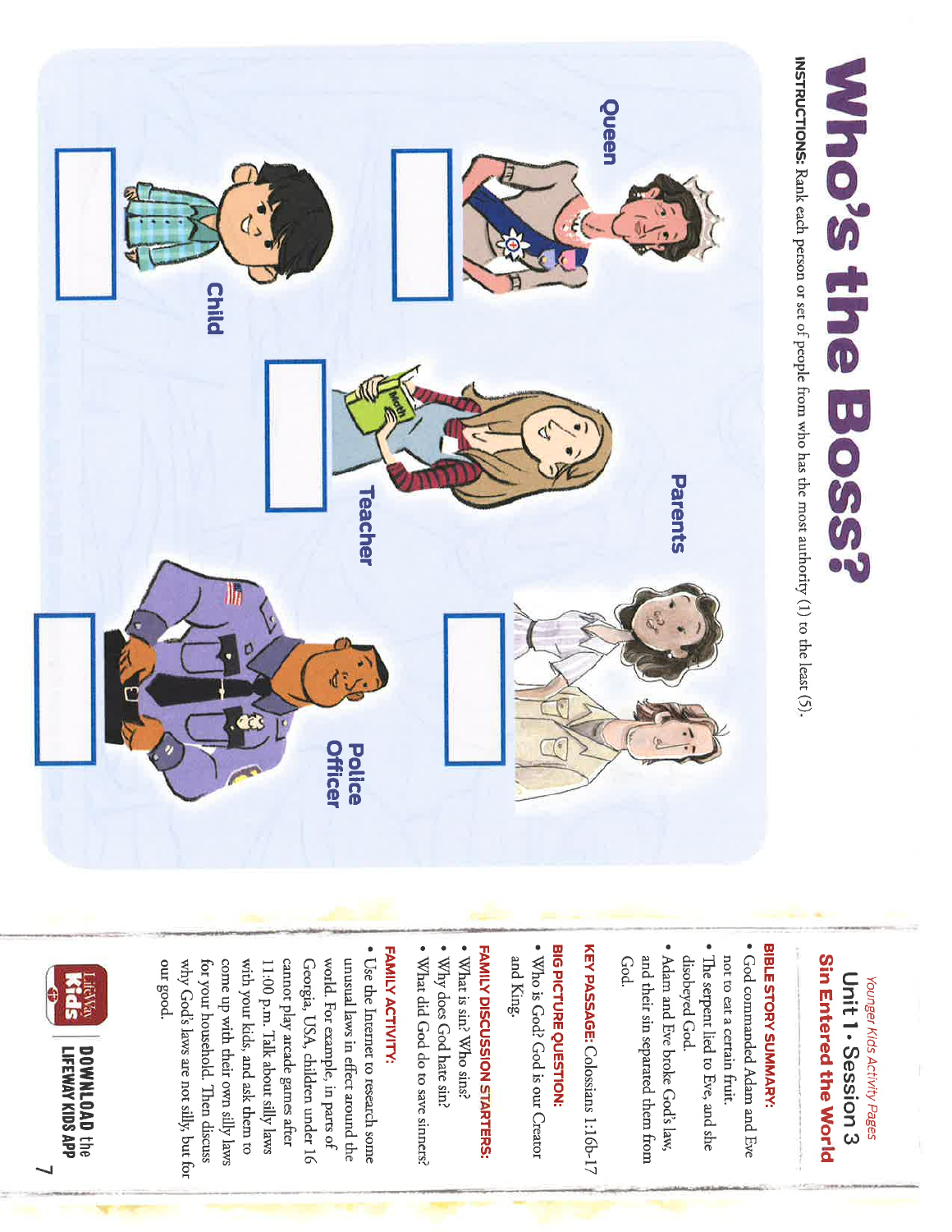# Who's the Boss?

**INSTRUCTIONS:** Rank each person or set of people from who has the most authority (1) to the least (5).

Queen

Parents

Child

Teacher

Police Officer

*Younger Kids Activity Pages*

## Unit 1 • Session 3
## Sin Entered the World

**BIBLE STORY SUMMARY:**

- God commanded Adam and Eve not to eat a certain fruit.
- The serpent lied to Eve, and she disobeyed God.
- Adam and Eve broke God's law, and their sin separated them from God.

**KEY PASSAGE:** Colossians 1:16b-17

**BIG PICTURE QUESTION:**

- Who is God? God is our Creator and King.

**FAMILY DISCUSSION STARTERS:**

- What is sin? Who sins?
- Why does God hate sin?
- What did God do to save sinners?

**FAMILY ACTIVITY:**

- Use the Internet to research some unusual laws in effect around the world. For example, in parts of Georgia, USA, children under 16 cannot play arcade games after 11:00 p.m. Talk about silly laws with your kids, and ask them to come up with their own silly laws for your household. Then discuss why God's laws are not silly, but for our good.

**DOWNLOAD the LIFEWAY KIDS APP**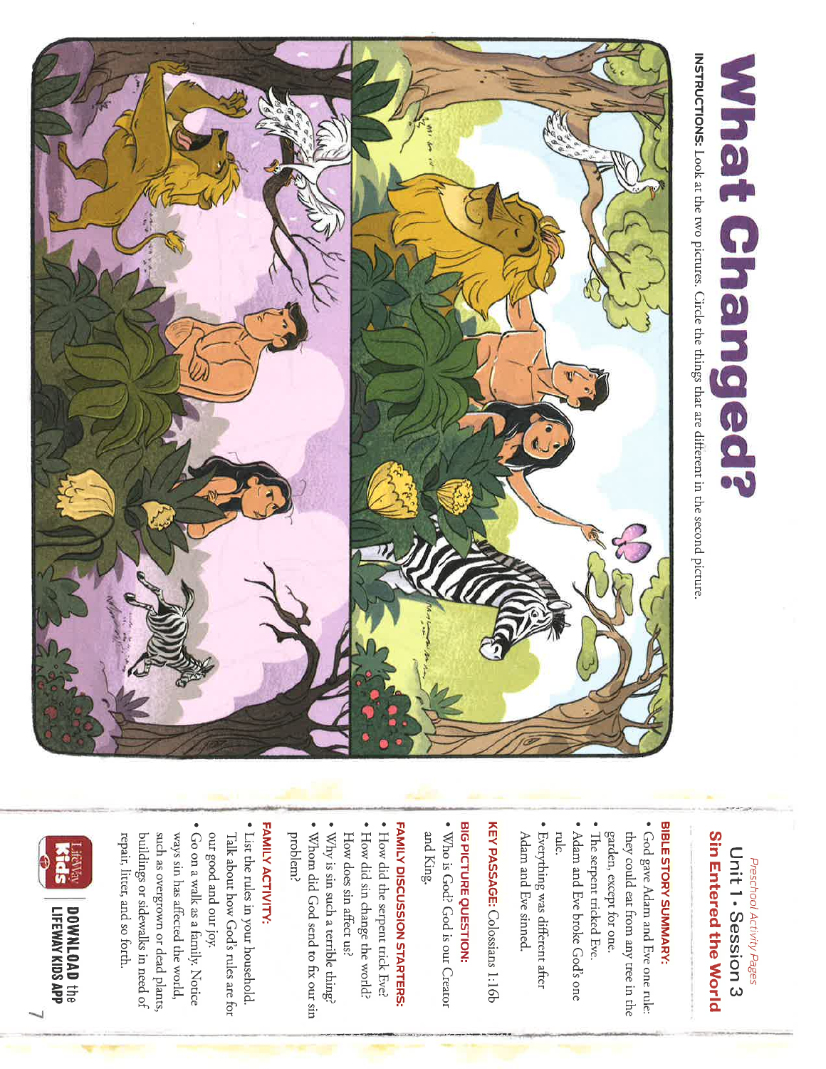# What Changed?

**INSTRUCTIONS:** Look at the two pictures. Circle the things that are different in the second picture.

*Preschool Activity Pages*

## Unit 1 • Session 3

## Sin Entered the World

**BIBLE STORY SUMMARY:**

- God gave Adam and Eve one rule: they could eat from any tree in the garden, except for one.
- The serpent tricked Eve.
- Adam and Eve broke God's one rule.
- Everything was different after Adam and Eve sinned.

**KEY PASSAGE:** Colossians 1:16b

**BIG PICTURE QUESTION:**

- Who is God? God is our Creator and King.

**FAMILY DISCUSSION STARTERS:**

- How did the serpent trick Eve?
- How did sin change the world? How does sin affect us?
- Why is sin such a terrible thing?
- Whom did God send to fix our sin problem?

**FAMILY ACTIVITY:**

- List the rules in your household. Talk about how God's rules are for our good and our joy.
- Go on a walk as a family. Notice ways sin has affected the world, such as overgrown or dead plants, buildings or sidewalks in need of repair, litter, and so forth.

**DOWNLOAD** the **LIFEWAY KIDS APP**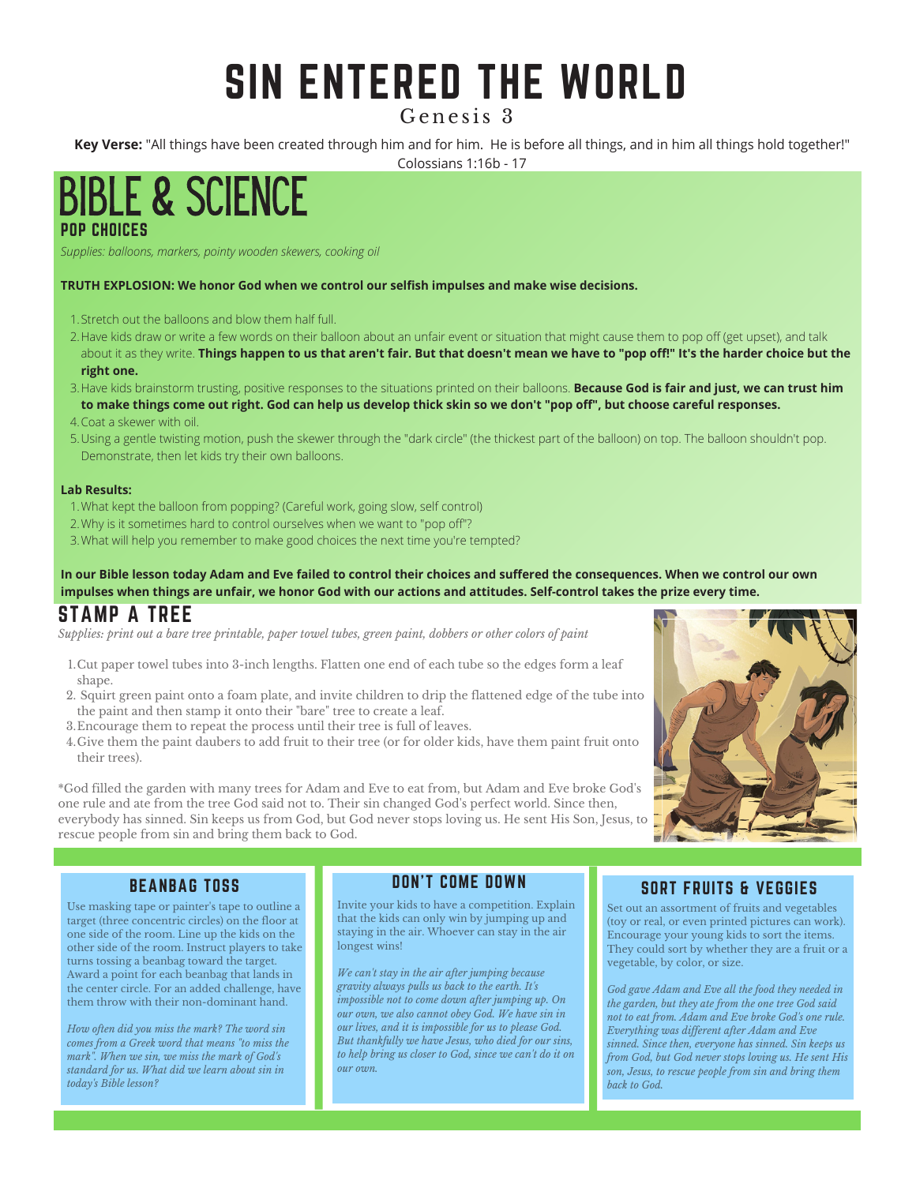# SIN ENTERED THE WORLD

Genesis 3

**Key Verse:** "All things have been created through him and for him. He is before all things, and in him all things hold together!" Colossians 1:16b - 17

## BIBLE & SCIENCE

### POP CHOICES

*Supplies: balloons, markers, pointy wooden skewers, cooking oil*

**TRUTH EXPLOSION: We honor God when we control our selfish impulses and make wise decisions.**

1. Stretch out the balloons and blow them half full.
2. Have kids draw or write a few words on their balloon about an unfair event or situation that might cause them to pop off (get upset), and talk about it as they write. **Things happen to us that aren't fair. But that doesn't mean we have to "pop off!" It's the harder choice but the right one.**
3. Have kids brainstorm trusting, positive responses to the situations printed on their balloons. **Because God is fair and just, we can trust him to make things come out right. God can help us develop thick skin so we don't "pop off", but choose careful responses.**
4. Coat a skewer with oil.
5. Using a gentle twisting motion, push the skewer through the "dark circle" (the thickest part of the balloon) on top. The balloon shouldn't pop. Demonstrate, then let kids try their own balloons.

**Lab Results:**

1. What kept the balloon from popping? (Careful work, going slow, self control)
2. Why is it sometimes hard to control ourselves when we want to "pop off"?
3. What will help you remember to make good choices the next time you're tempted?

**In our Bible lesson today Adam and Eve failed to control their choices and suffered the consequences. When we control our own impulses when things are unfair, we honor God with our actions and attitudes. Self-control takes the prize every time.**

## STAMP A TREE

*Supplies: print out a bare tree printable, paper towel tubes, green paint, dobbers or other colors of paint*

1. Cut paper towel tubes into 3-inch lengths. Flatten one end of each tube so the edges form a leaf shape.
2. Squirt green paint onto a foam plate, and invite children to drip the flattened edge of the tube into the paint and then stamp it onto their "bare" tree to create a leaf.
3. Encourage them to repeat the process until their tree is full of leaves.
4. Give them the paint daubers to add fruit to their tree (or for older kids, have them paint fruit onto their trees).

*God filled the garden with many trees for Adam and Eve to eat from, but Adam and Eve broke God's one rule and ate from the tree God said not to. Their sin changed God's perfect world. Since then, everybody has sinned. Sin keeps us from God, but God never stops loving us. He sent His Son, Jesus, to rescue people from sin and bring them back to God.

### BEANBAG TOSS

Use masking tape or painter's tape to outline a target (three concentric circles) on the floor at one side of the room. Line up the kids on the other side of the room. Instruct players to take turns tossing a beanbag toward the target. Award a point for each beanbag that lands in the center circle. For an added challenge, have them throw with their non-dominant hand.

*How often did you miss the mark? The word sin comes from a Greek word that means "to miss the mark". When we sin, we miss the mark of God's standard for us. What did we learn about sin in today's Bible lesson?*

### DON'T COME DOWN

Invite your kids to have a competition. Explain that the kids can only win by jumping up and staying in the air. Whoever can stay in the air longest wins!

*We can't stay in the air after jumping because gravity always pulls us back to the earth. It's impossible not to come down after jumping up. On our own, we also cannot obey God. We have sin in our lives, and it is impossible for us to please God. But thankfully we have Jesus, who died for our sins, to help bring us closer to God, since we can't do it on our own.*

### SORT FRUITS & VEGGIES

Set out an assortment of fruits and vegetables (toy or real, or even printed pictures can work). Encourage your young kids to sort the items. They could sort by whether they are a fruit or a vegetable, by color, or size.

*God gave Adam and Eve all the food they needed in the garden, but they ate from the one tree God said not to eat from. Adam and Eve broke God's one rule. Everything was different after Adam and Eve sinned. Since then, everyone has sinned. Sin keeps us from God, but God never stops loving us. He sent His son, Jesus, to rescue people from sin and bring them back to God.*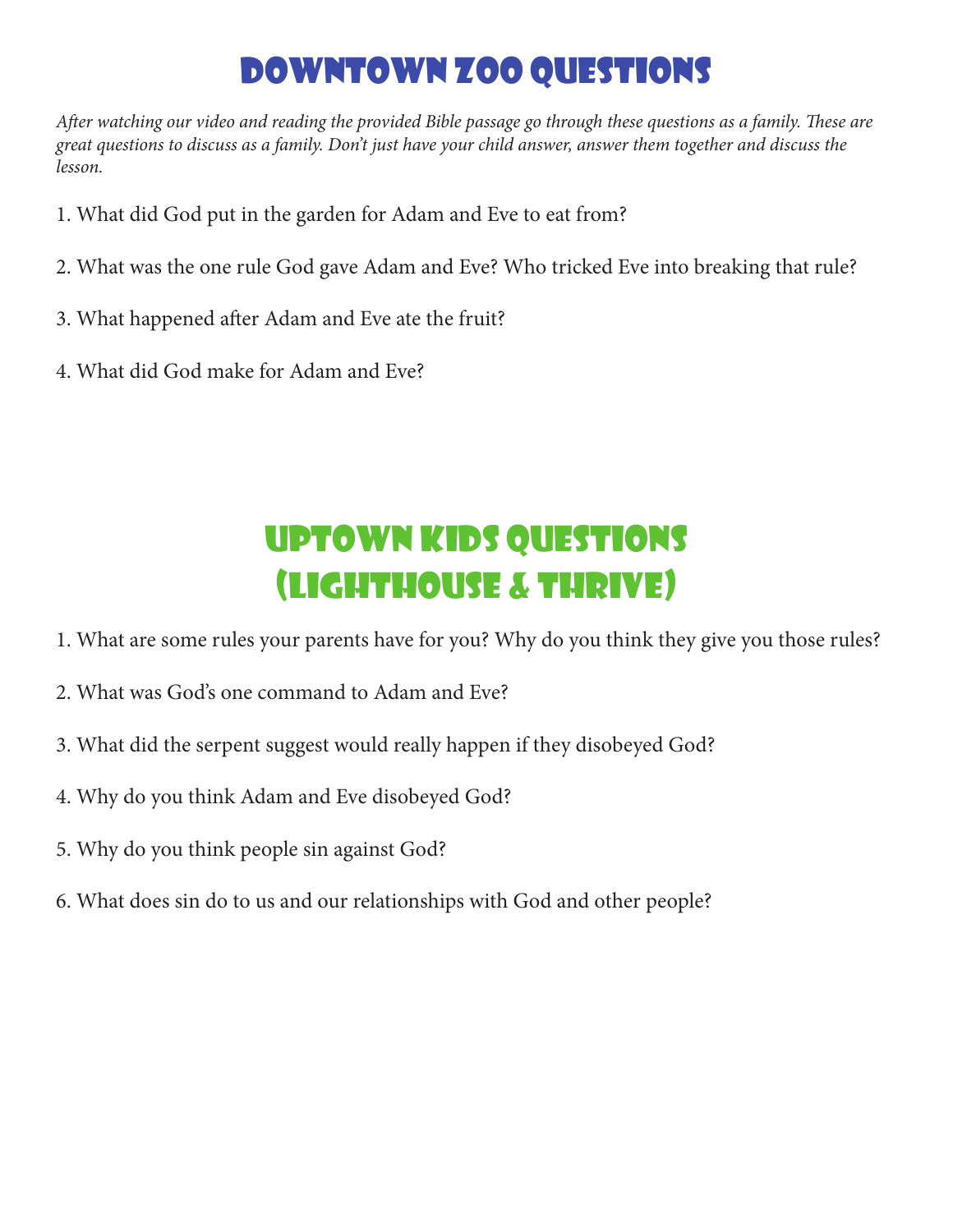# Downtown Zoo Questions

*After watching our video and reading the provided Bible passage go through these questions as a family. These are great questions to discuss as a family. Don't just have your child answer, answer them together and discuss the lesson.*

1. What did God put in the garden for Adam and Eve to eat from?
2. What was the one rule God gave Adam and Eve? Who tricked Eve into breaking that rule?
3. What happened after Adam and Eve ate the fruit?
4. What did God make for Adam and Eve?

# Uptown Kids Questions (Lighthouse & Thrive)

1. What are some rules your parents have for you? Why do you think they give you those rules?
2. What was God's one command to Adam and Eve?
3. What did the serpent suggest would really happen if they disobeyed God?
4. Why do you think Adam and Eve disobeyed God?
5. Why do you think people sin against God?
6. What does sin do to us and our relationships with God and other people?